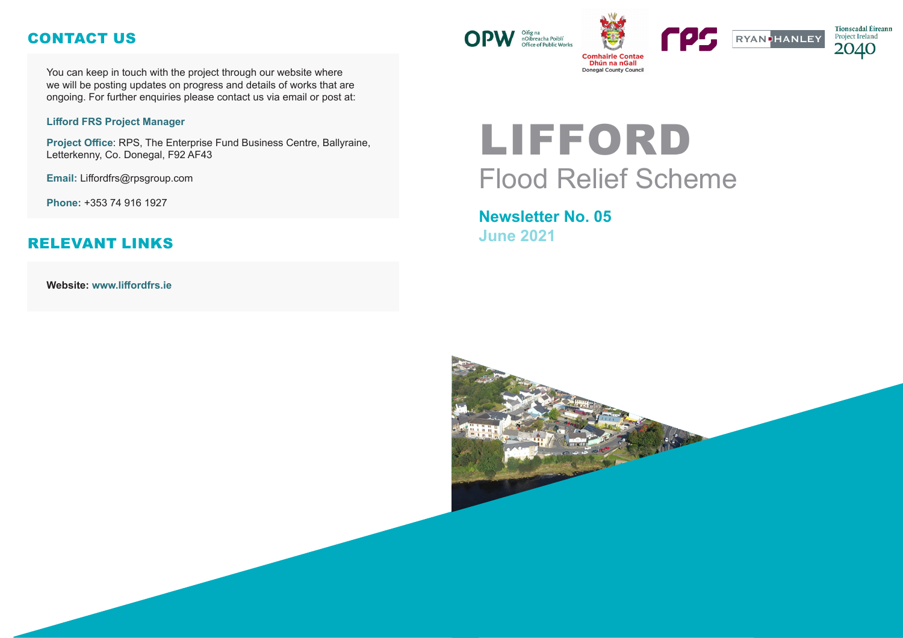## CONTACT US

You can keep in touch with the project through our website where we will be posting updates on progress and details of works that are ongoing. For further enquiries please contact us via email or post at:

**Lifford FRS Project Manager**

**Project Office**: RPS, The Enterprise Fund Business Centre, Ballyraine, Letterkenny, Co. Donegal, F92 AF43

**Email:** Liffordfrs@rpsgroup.com

**Phone:** +353 74 916 1927

## RELEVANT LINKS

**Website:** www.liffordfrs.ie

OPW Oifig na nOibreacha Poiblí Office of Public Works

Comhairle Contae Dhún na nGall Donegal County Council

rps

RYAN HANLEY

Tionscadal Éireann Project Ireland 2040

# LIFFORD

## Flood Relief Scheme

**Newsletter No. 05**

**June 2021**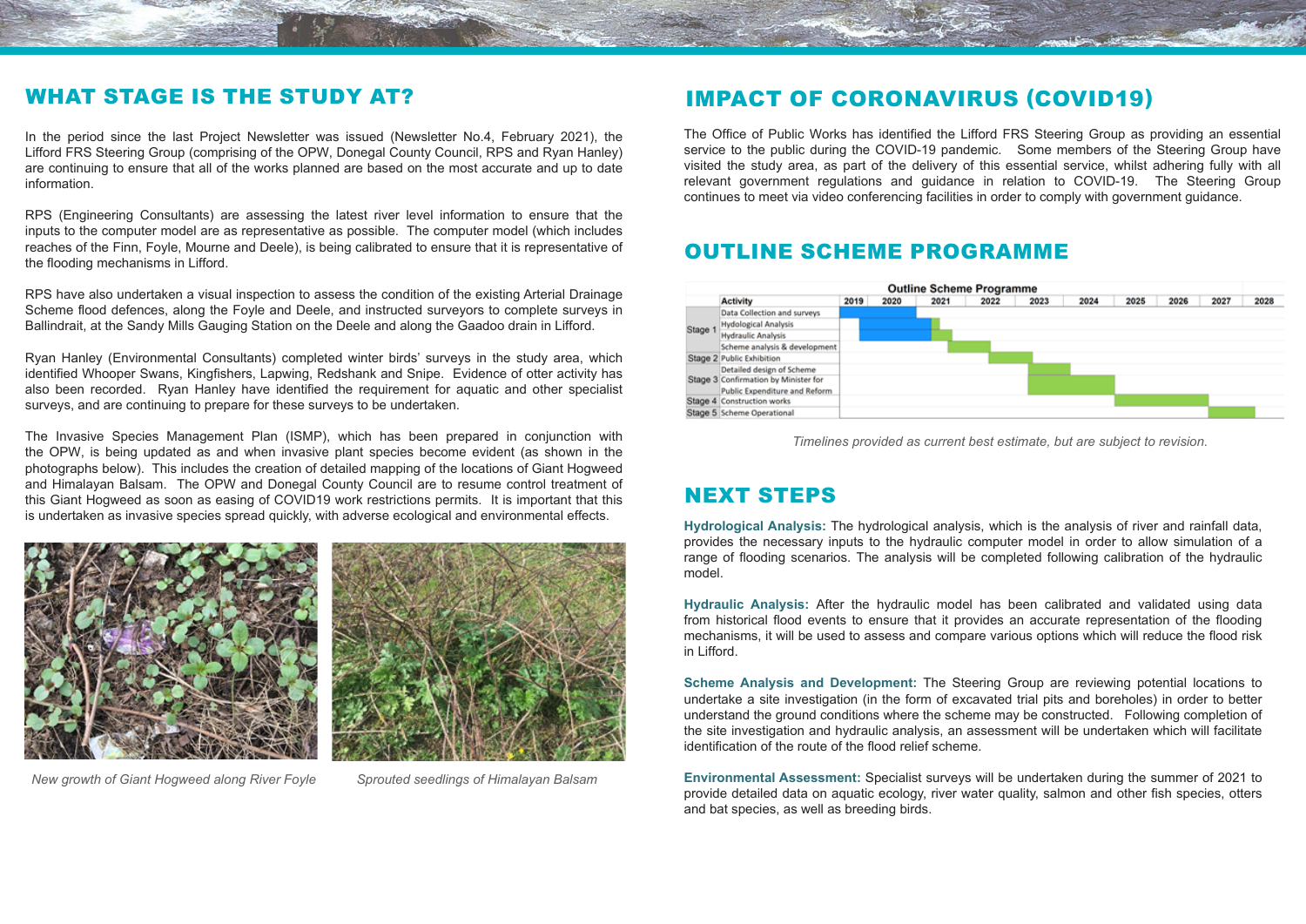## WHAT STAGE IS THE STUDY AT?

In the period since the last Project Newsletter was issued (Newsletter No.4, February 2021), the Lifford FRS Steering Group (comprising of the OPW, Donegal County Council, RPS and Ryan Hanley) are continuing to ensure that all of the works planned are based on the most accurate and up to date information.

RPS (Engineering Consultants) are assessing the latest river level information to ensure that the inputs to the computer model are as representative as possible. The computer model (which includes reaches of the Finn, Foyle, Mourne and Deele), is being calibrated to ensure that it is representative of the flooding mechanisms in Lifford.

RPS have also undertaken a visual inspection to assess the condition of the existing Arterial Drainage Scheme flood defences, along the Foyle and Deele, and instructed surveyors to complete surveys in Ballindrait, at the Sandy Mills Gauging Station on the Deele and along the Gaadoo drain in Lifford.

Ryan Hanley (Environmental Consultants) completed winter birds' surveys in the study area, which identified Whooper Swans, Kingfishers, Lapwing, Redshank and Snipe. Evidence of otter activity has also been recorded. Ryan Hanley have identified the requirement for aquatic and other specialist surveys, and are continuing to prepare for these surveys to be undertaken.

The Invasive Species Management Plan (ISMP), which has been prepared in conjunction with the OPW, is being updated as and when invasive plant species become evident (as shown in the photographs below). This includes the creation of detailed mapping of the locations of Giant Hogweed and Himalayan Balsam. The OPW and Donegal County Council are to resume control treatment of this Giant Hogweed as soon as easing of COVID19 work restrictions permits. It is important that this is undertaken as invasive species spread quickly, with adverse ecological and environmental effects.

*New growth of Giant Hogweed along River Foyle*

*Sprouted seedlings of Himalayan Balsam*

## IMPACT OF CORONAVIRUS (COVID19)

The Office of Public Works has identified the Lifford FRS Steering Group as providing an essential service to the public during the COVID-19 pandemic. Some members of the Steering Group have visited the study area, as part of the delivery of this essential service, whilst adhering fully with all relevant government regulations and guidance in relation to COVID-19. The Steering Group continues to meet via video conferencing facilities in order to comply with government guidance.

## OUTLINE SCHEME PROGRAMME

Outline Scheme Programme

Activity

2019 2020 2021 2022 2023 2024 2025 2026 2027 2028

Stage 1 Data Collection and surveys

Hydrological Analysis

Hydraulic Analysis

Scheme analysis & development

Stage 2 Public Exhibition

Stage 3 Detailed design of Scheme

Confirmation by Minister for Public Expenditure and Reform

Stage 4 Construction works

Stage 5 Scheme Operational

*Timelines provided as current best estimate, but are subject to revision.*

## NEXT STEPS

**Hydrological Analysis:** The hydrological analysis, which is the analysis of river and rainfall data, provides the necessary inputs to the hydraulic computer model in order to allow simulation of a range of flooding scenarios. The analysis will be completed following calibration of the hydraulic model.

**Hydraulic Analysis:** After the hydraulic model has been calibrated and validated using data from historical flood events to ensure that it provides an accurate representation of the flooding mechanisms, it will be used to assess and compare various options which will reduce the flood risk in Lifford.

**Scheme Analysis and Development:** The Steering Group are reviewing potential locations to undertake a site investigation (in the form of excavated trial pits and boreholes) in order to better understand the ground conditions where the scheme may be constructed. Following completion of the site investigation and hydraulic analysis, an assessment will be undertaken which will facilitate identification of the route of the flood relief scheme.

**Environmental Assessment:** Specialist surveys will be undertaken during the summer of 2021 to provide detailed data on aquatic ecology, river water quality, salmon and other fish species, otters and bat species, as well as breeding birds.